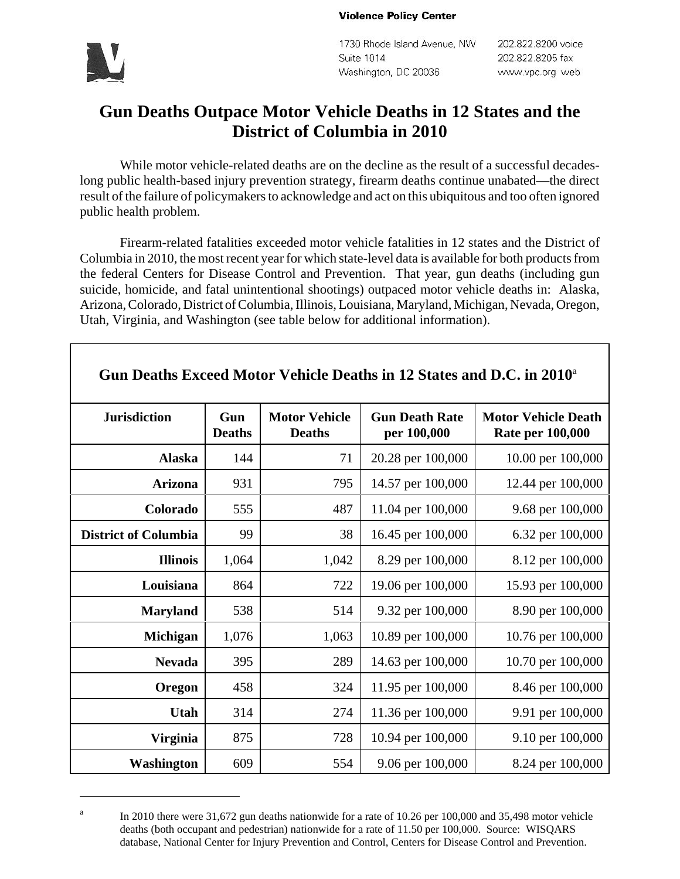**Violence Policy Center**

1730 Rhode Island Avenue, NW
Suite 1014
Washington, DC 20036

202.822.8200 voice
202.822.8205 fax
www.vpc.org web

# Gun Deaths Outpace Motor Vehicle Deaths in 12 States and the District of Columbia in 2010

While motor vehicle-related deaths are on the decline as the result of a successful decades-long public health-based injury prevention strategy, firearm deaths continue unabated—the direct result of the failure of policymakers to acknowledge and act on this ubiquitous and too often ignored public health problem.

Firearm-related fatalities exceeded motor vehicle fatalities in 12 states and the District of Columbia in 2010, the most recent year for which state-level data is available for both products from the federal Centers for Disease Control and Prevention. That year, gun deaths (including gun suicide, homicide, and fatal unintentional shootings) outpaced motor vehicle deaths in: Alaska, Arizona, Colorado, District of Columbia, Illinois, Louisiana, Maryland, Michigan, Nevada, Oregon, Utah, Virginia, and Washington (see table below for additional information).

**Gun Deaths Exceed Motor Vehicle Deaths in 12 States and D.C. in 2010**[a]

| Jurisdiction | Gun Deaths | Motor Vehicle Deaths | Gun Death Rate per 100,000 | Motor Vehicle Death Rate per 100,000 |
|---|---|---|---|---|
| Alaska | 144 | 71 | 20.28 per 100,000 | 10.00 per 100,000 |
| Arizona | 931 | 795 | 14.57 per 100,000 | 12.44 per 100,000 |
| Colorado | 555 | 487 | 11.04 per 100,000 | 9.68 per 100,000 |
| District of Columbia | 99 | 38 | 16.45 per 100,000 | 6.32 per 100,000 |
| Illinois | 1,064 | 1,042 | 8.29 per 100,000 | 8.12 per 100,000 |
| Louisiana | 864 | 722 | 19.06 per 100,000 | 15.93 per 100,000 |
| Maryland | 538 | 514 | 9.32 per 100,000 | 8.90 per 100,000 |
| Michigan | 1,076 | 1,063 | 10.89 per 100,000 | 10.76 per 100,000 |
| Nevada | 395 | 289 | 14.63 per 100,000 | 10.70 per 100,000 |
| Oregon | 458 | 324 | 11.95 per 100,000 | 8.46 per 100,000 |
| Utah | 314 | 274 | 11.36 per 100,000 | 9.91 per 100,000 |
| Virginia | 875 | 728 | 10.94 per 100,000 | 9.10 per 100,000 |
| Washington | 609 | 554 | 9.06 per 100,000 | 8.24 per 100,000 |

---

[a] In 2010 there were 31,672 gun deaths nationwide for a rate of 10.26 per 100,000 and 35,498 motor vehicle deaths (both occupant and pedestrian) nationwide for a rate of 11.50 per 100,000. Source: WISQARS database, National Center for Injury Prevention and Control, Centers for Disease Control and Prevention.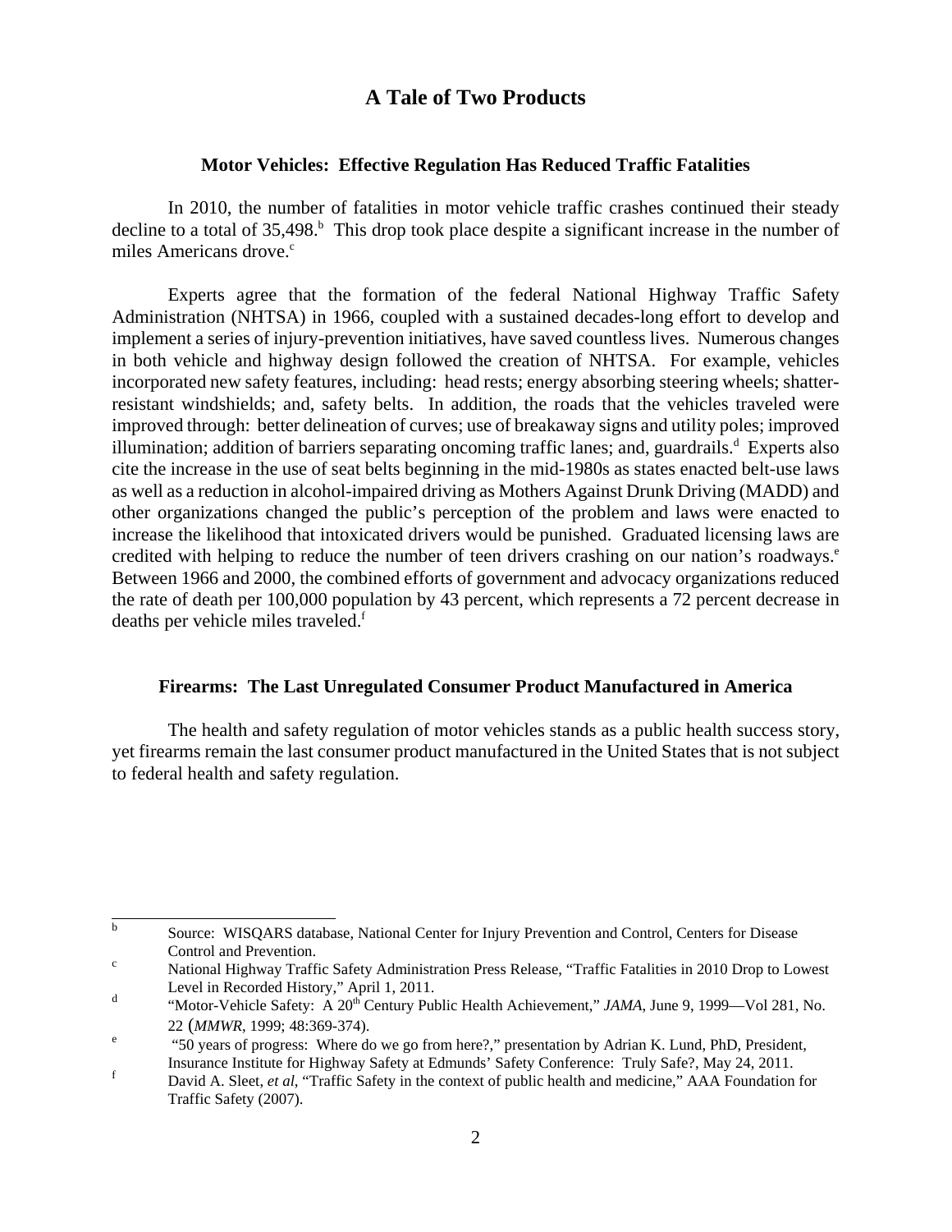# A Tale of Two Products

## Motor Vehicles: Effective Regulation Has Reduced Traffic Fatalities

In 2010, the number of fatalities in motor vehicle traffic crashes continued their steady decline to a total of 35,498.[b] This drop took place despite a significant increase in the number of miles Americans drove.[c]

Experts agree that the formation of the federal National Highway Traffic Safety Administration (NHTSA) in 1966, coupled with a sustained decades-long effort to develop and implement a series of injury-prevention initiatives, have saved countless lives. Numerous changes in both vehicle and highway design followed the creation of NHTSA. For example, vehicles incorporated new safety features, including: head rests; energy absorbing steering wheels; shatter-resistant windshields; and, safety belts. In addition, the roads that the vehicles traveled were improved through: better delineation of curves; use of breakaway signs and utility poles; improved illumination; addition of barriers separating oncoming traffic lanes; and, guardrails.[d] Experts also cite the increase in the use of seat belts beginning in the mid-1980s as states enacted belt-use laws as well as a reduction in alcohol-impaired driving as Mothers Against Drunk Driving (MADD) and other organizations changed the public's perception of the problem and laws were enacted to increase the likelihood that intoxicated drivers would be punished. Graduated licensing laws are credited with helping to reduce the number of teen drivers crashing on our nation's roadways.[e] Between 1966 and 2000, the combined efforts of government and advocacy organizations reduced the rate of death per 100,000 population by 43 percent, which represents a 72 percent decrease in deaths per vehicle miles traveled.[f]

## Firearms: The Last Unregulated Consumer Product Manufactured in America

The health and safety regulation of motor vehicles stands as a public health success story, yet firearms remain the last consumer product manufactured in the United States that is not subject to federal health and safety regulation.

---

[b] Source: WISQARS database, National Center for Injury Prevention and Control, Centers for Disease Control and Prevention.

[c] National Highway Traffic Safety Administration Press Release, "Traffic Fatalities in 2010 Drop to Lowest Level in Recorded History," April 1, 2011.

[d] "Motor-Vehicle Safety: A 20th Century Public Health Achievement," *JAMA*, June 9, 1999—Vol 281, No. 22 (*MMWR*, 1999; 48:369-374).

[e] "50 years of progress: Where do we go from here?," presentation by Adrian K. Lund, PhD, President, Insurance Institute for Highway Safety at Edmunds' Safety Conference: Truly Safe?, May 24, 2011.

[f] David A. Sleet, *et al*, "Traffic Safety in the context of public health and medicine," AAA Foundation for Traffic Safety (2007).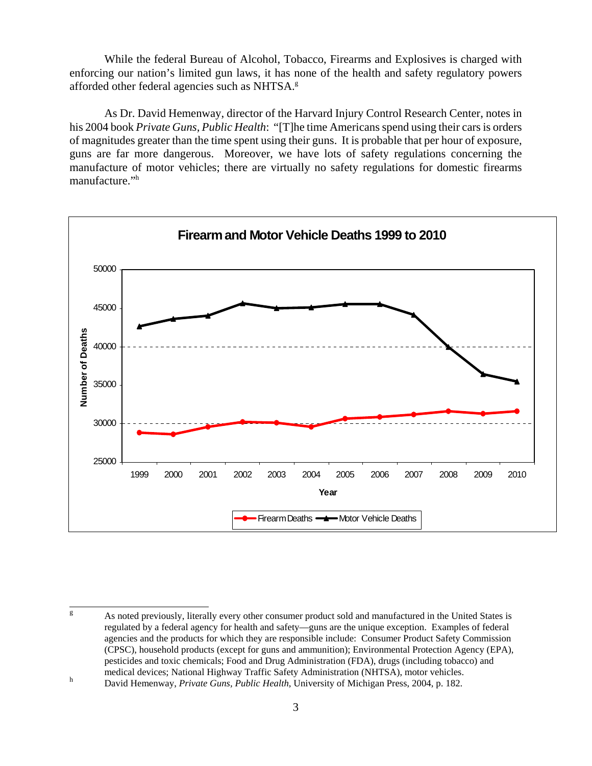While the federal Bureau of Alcohol, Tobacco, Firearms and Explosives is charged with enforcing our nation's limited gun laws, it has none of the health and safety regulatory powers afforded other federal agencies such as NHTSA.[g]

As Dr. David Hemenway, director of the Harvard Injury Control Research Center, notes in his 2004 book *Private Guns, Public Health*: "[T]he time Americans spend using their cars is orders of magnitudes greater than the time spent using their guns. It is probable that per hour of exposure, guns are far more dangerous. Moreover, we have lots of safety regulations concerning the manufacture of motor vehicles; there are virtually no safety regulations for domestic firearms manufacture."[h]

**Firearm and Motor Vehicle Deaths 1999 to 2010**

---

[g] As noted previously, literally every other consumer product sold and manufactured in the United States is regulated by a federal agency for health and safety—guns are the unique exception. Examples of federal agencies and the products for which they are responsible include: Consumer Product Safety Commission (CPSC), household products (except for guns and ammunition); Environmental Protection Agency (EPA), pesticides and toxic chemicals; Food and Drug Administration (FDA), drugs (including tobacco) and medical devices; National Highway Traffic Safety Administration (NHTSA), motor vehicles.

[h] David Hemenway, *Private Guns, Public Health*, University of Michigan Press, 2004, p. 182.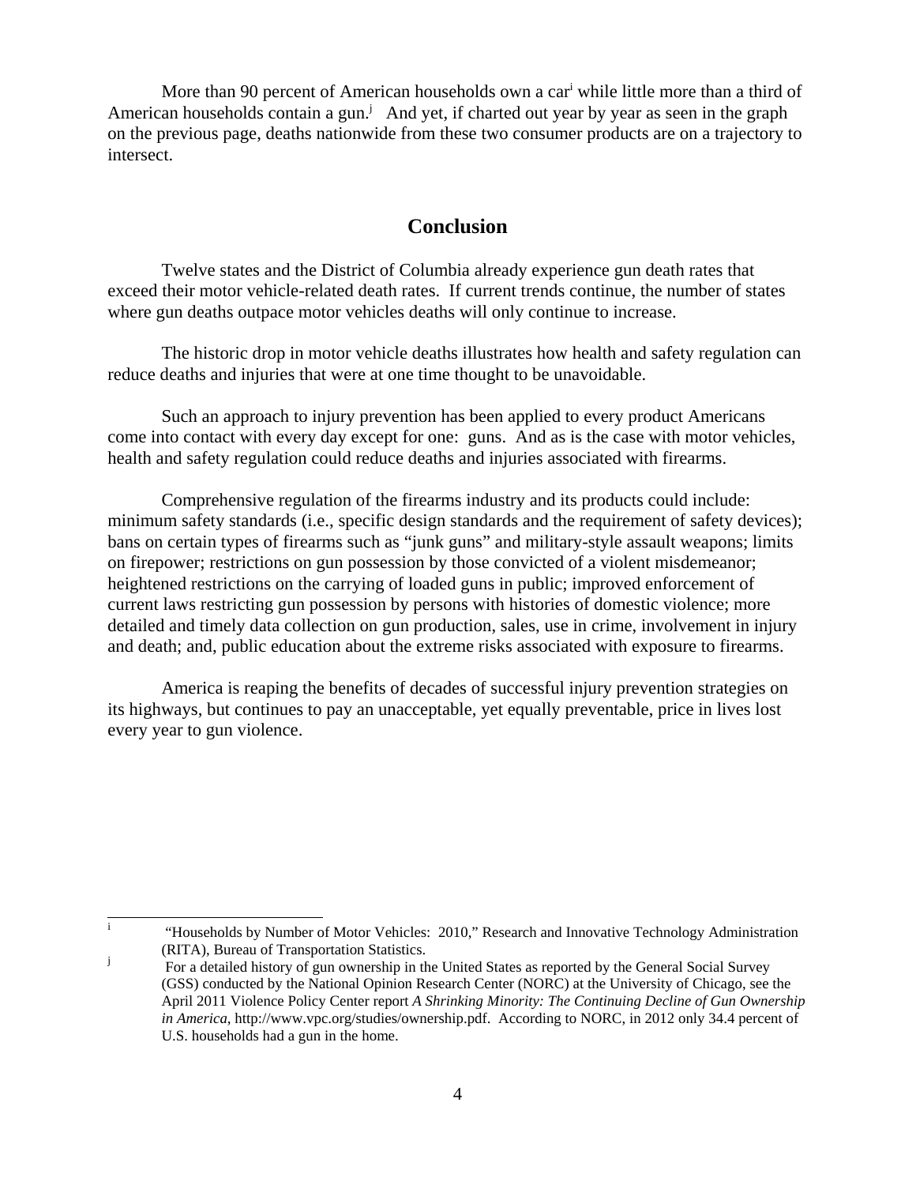More than 90 percent of American households own a car[i] while little more than a third of American households contain a gun.[j] And yet, if charted out year by year as seen in the graph on the previous page, deaths nationwide from these two consumer products are on a trajectory to intersect.

## Conclusion

Twelve states and the District of Columbia already experience gun death rates that exceed their motor vehicle-related death rates. If current trends continue, the number of states where gun deaths outpace motor vehicles deaths will only continue to increase.

The historic drop in motor vehicle deaths illustrates how health and safety regulation can reduce deaths and injuries that were at one time thought to be unavoidable.

Such an approach to injury prevention has been applied to every product Americans come into contact with every day except for one: guns. And as is the case with motor vehicles, health and safety regulation could reduce deaths and injuries associated with firearms.

Comprehensive regulation of the firearms industry and its products could include: minimum safety standards (i.e., specific design standards and the requirement of safety devices); bans on certain types of firearms such as "junk guns" and military-style assault weapons; limits on firepower; restrictions on gun possession by those convicted of a violent misdemeanor; heightened restrictions on the carrying of loaded guns in public; improved enforcement of current laws restricting gun possession by persons with histories of domestic violence; more detailed and timely data collection on gun production, sales, use in crime, involvement in injury and death; and, public education about the extreme risks associated with exposure to firearms.

America is reaping the benefits of decades of successful injury prevention strategies on its highways, but continues to pay an unacceptable, yet equally preventable, price in lives lost every year to gun violence.

---

[i] "Households by Number of Motor Vehicles: 2010," Research and Innovative Technology Administration (RITA), Bureau of Transportation Statistics.

[j] For a detailed history of gun ownership in the United States as reported by the General Social Survey (GSS) conducted by the National Opinion Research Center (NORC) at the University of Chicago, see the April 2011 Violence Policy Center report *A Shrinking Minority: The Continuing Decline of Gun Ownership in America*, http://www.vpc.org/studies/ownership.pdf. According to NORC, in 2012 only 34.4 percent of U.S. households had a gun in the home.